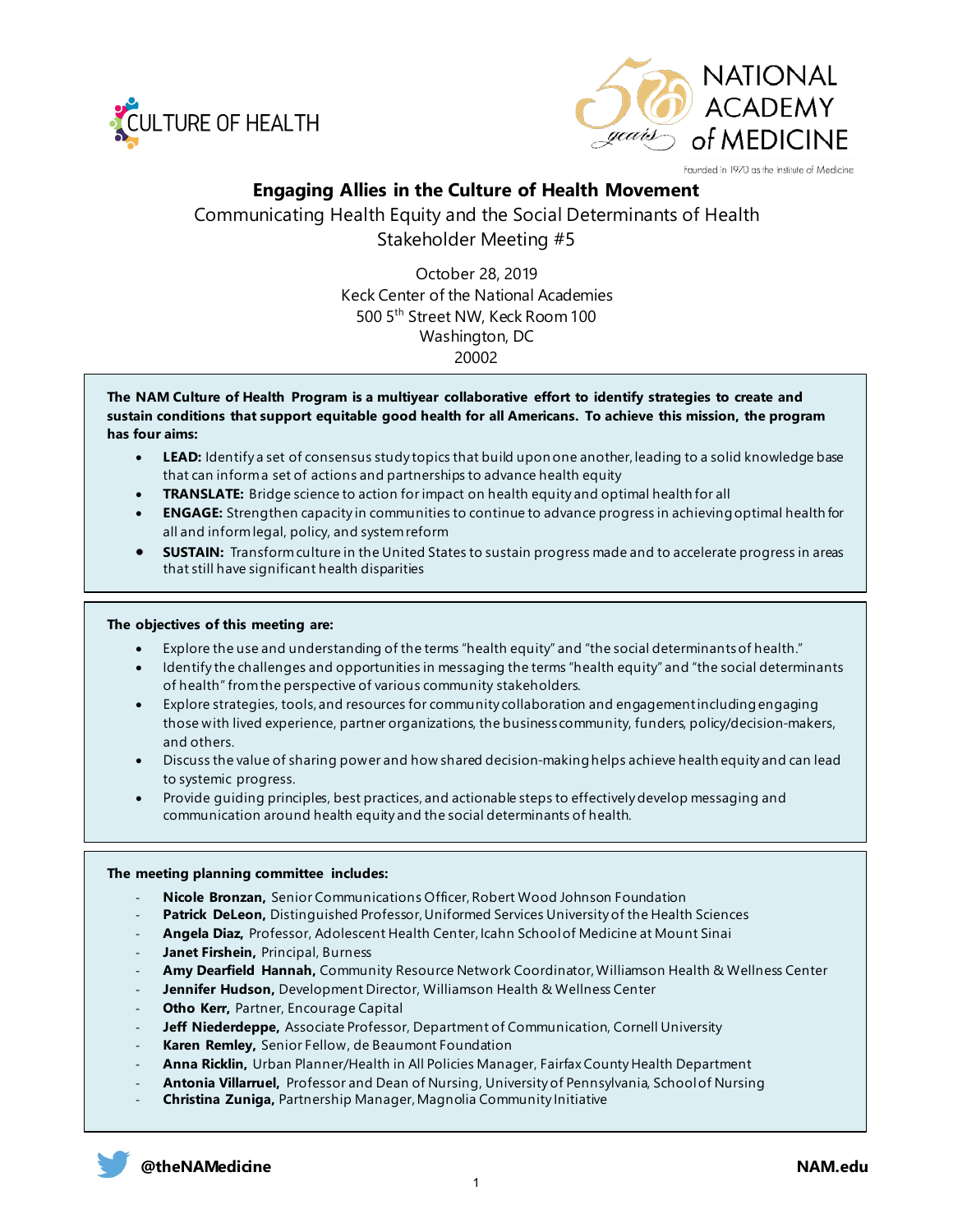CULTURE OF HEALTH

NATIONAL ACADEMY of MEDICINE

Founded in 1970 as the Institute of Medicine

# Engaging Allies in the Culture of Health Movement

## Communicating Health Equity and the Social Determinants of Health
## Stakeholder Meeting #5

October 28, 2019
Keck Center of the National Academies
500 5th Street NW, Keck Room 100
Washington, DC
20002

**The NAM Culture of Health Program is a multiyear collaborative effort to identify strategies to create and sustain conditions that support equitable good health for all Americans. To achieve this mission, the program has four aims:**

- **LEAD:** Identify a set of consensus study topics that build upon one another, leading to a solid knowledge base that can inform a set of actions and partnerships to advance health equity
- **TRANSLATE:** Bridge science to action for impact on health equity and optimal health for all
- **ENGAGE:** Strengthen capacity in communities to continue to advance progress in achieving optimal health for all and inform legal, policy, and system reform
- **SUSTAIN:** Transform culture in the United States to sustain progress made and to accelerate progress in areas that still have significant health disparities

**The objectives of this meeting are:**

- Explore the use and understanding of the terms "health equity" and "the social determinants of health."
- Identify the challenges and opportunities in messaging the terms "health equity" and "the social determinants of health" from the perspective of various community stakeholders.
- Explore strategies, tools, and resources for community collaboration and engagement including engaging those with lived experience, partner organizations, the business community, funders, policy/decision-makers, and others.
- Discuss the value of sharing power and how shared decision-making helps achieve health equity and can lead to systemic progress.
- Provide guiding principles, best practices, and actionable steps to effectively develop messaging and communication around health equity and the social determinants of health.

**The meeting planning committee includes:**

- **Nicole Bronzan,** Senior Communications Officer, Robert Wood Johnson Foundation
- **Patrick DeLeon,** Distinguished Professor, Uniformed Services University of the Health Sciences
- **Angela Diaz,** Professor, Adolescent Health Center, Icahn School of Medicine at Mount Sinai
- **Janet Firshein,** Principal, Burness
- **Amy Dearfield Hannah,** Community Resource Network Coordinator, Williamson Health & Wellness Center
- **Jennifer Hudson,** Development Director, Williamson Health & Wellness Center
- **Otho Kerr,** Partner, Encourage Capital
- **Jeff Niederdeppe,** Associate Professor, Department of Communication, Cornell University
- **Karen Remley,** Senior Fellow, de Beaumont Foundation
- **Anna Ricklin,** Urban Planner/Health in All Policies Manager, Fairfax County Health Department
- **Antonia Villarruel,** Professor and Dean of Nursing, University of Pennsylvania, School of Nursing
- **Christina Zuniga,** Partnership Manager, Magnolia Community Initiative

@theNAMedicine NAM.edu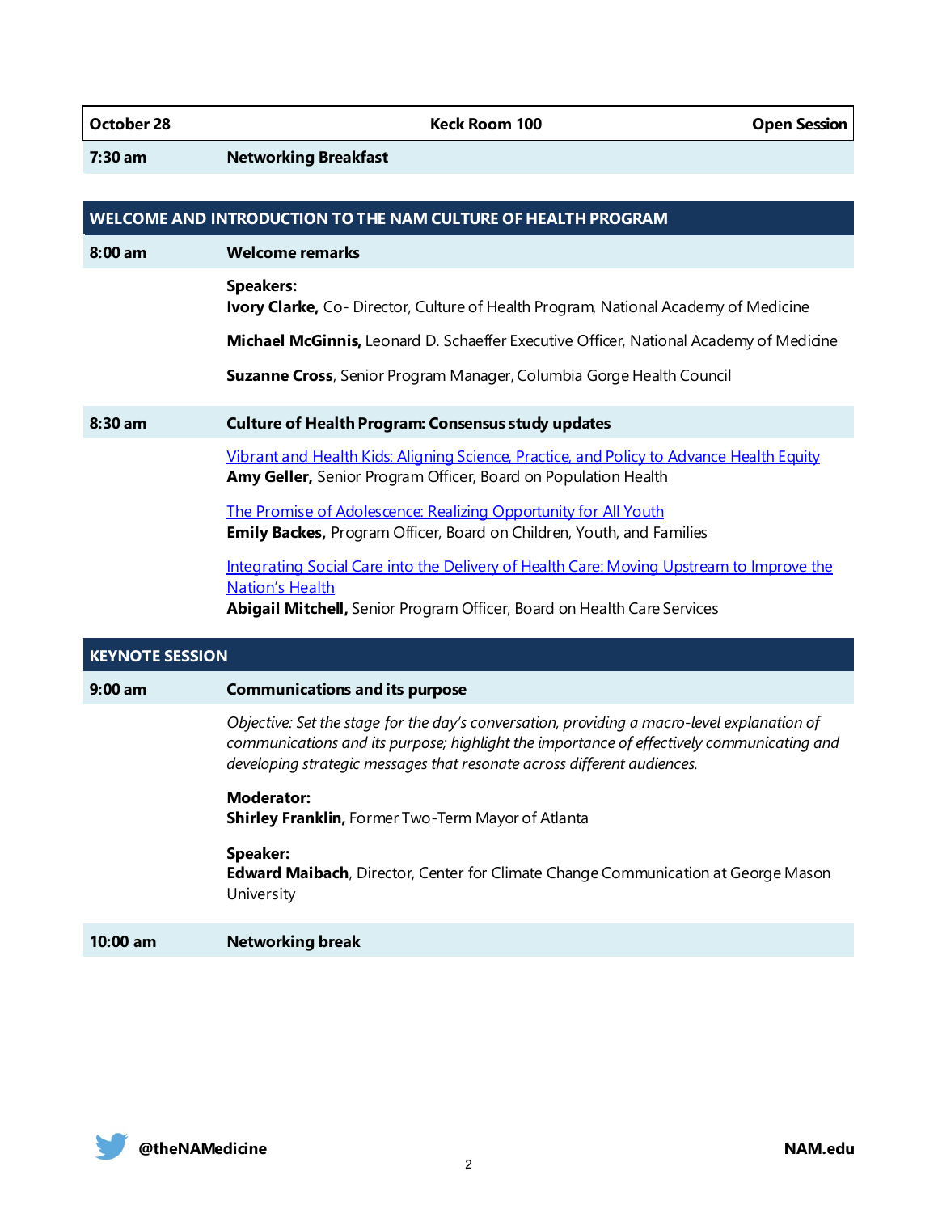| October 28 | Keck Room 100 | Open Session |
|---|---|---|

**7:30 am** — **Networking Breakfast**

## WELCOME AND INTRODUCTION TO THE NAM CULTURE OF HEALTH PROGRAM

**8:00 am** — **Welcome remarks**

**Speakers:**
**Ivory Clarke,** Co- Director, Culture of Health Program, National Academy of Medicine

**Michael McGinnis,** Leonard D. Schaeffer Executive Officer, National Academy of Medicine

**Suzanne Cross**, Senior Program Manager, Columbia Gorge Health Council

**8:30 am** — **Culture of Health Program: Consensus study updates**

Vibrant and Health Kids: Aligning Science, Practice, and Policy to Advance Health Equity
**Amy Geller,** Senior Program Officer, Board on Population Health

The Promise of Adolescence: Realizing Opportunity for All Youth
**Emily Backes,** Program Officer, Board on Children, Youth, and Families

Integrating Social Care into the Delivery of Health Care: Moving Upstream to Improve the Nation's Health
**Abigail Mitchell,** Senior Program Officer, Board on Health Care Services

## KEYNOTE SESSION

**9:00 am** — **Communications and its purpose**

*Objective: Set the stage for the day's conversation, providing a macro-level explanation of communications and its purpose; highlight the importance of effectively communicating and developing strategic messages that resonate across different audiences.*

**Moderator:**
**Shirley Franklin,** Former Two-Term Mayor of Atlanta

**Speaker:**
**Edward Maibach**, Director, Center for Climate Change Communication at George Mason University

**10:00 am** — **Networking break**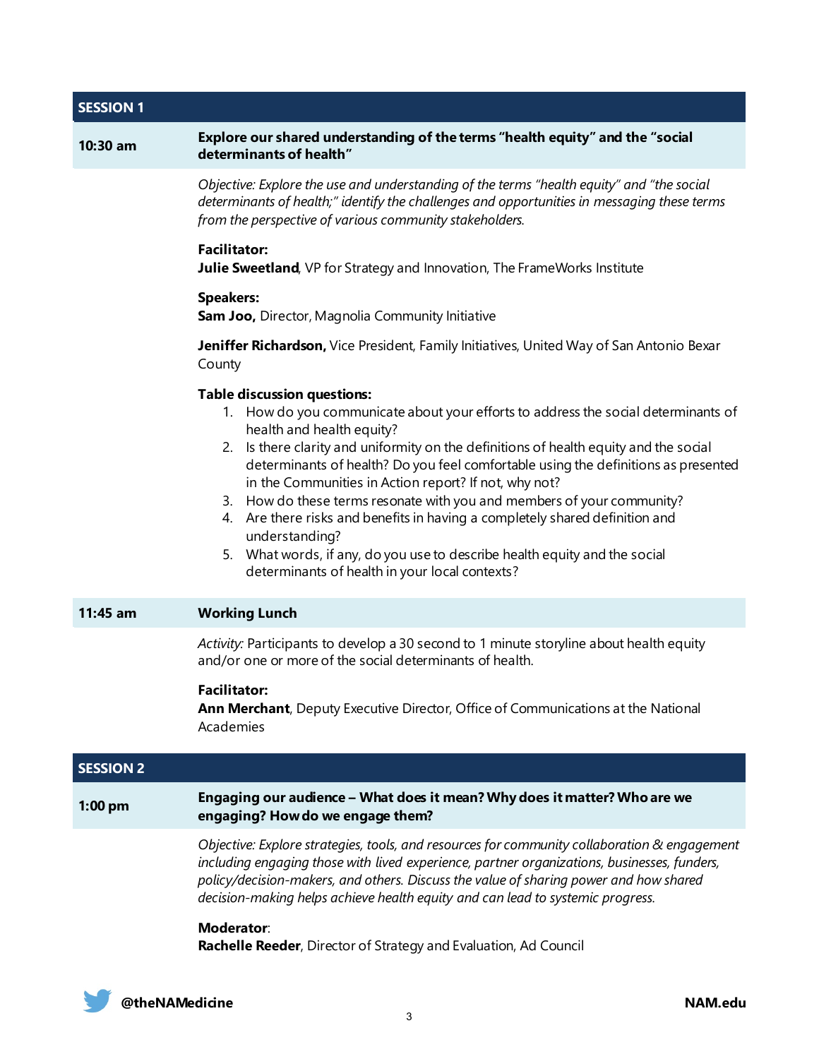## SESSION 1

**10:30 am** — **Explore our shared understanding of the terms "health equity" and the "social determinants of health"**

*Objective: Explore the use and understanding of the terms "health equity" and "the social determinants of health;" identify the challenges and opportunities in messaging these terms from the perspective of various community stakeholders.*

**Facilitator:**
**Julie Sweetland**, VP for Strategy and Innovation, The FrameWorks Institute

**Speakers:**
**Sam Joo,** Director, Magnolia Community Initiative

**Jeniffer Richardson,** Vice President, Family Initiatives, United Way of San Antonio Bexar County

**Table discussion questions:**

1. How do you communicate about your efforts to address the social determinants of health and health equity?
2. Is there clarity and uniformity on the definitions of health equity and the social determinants of health? Do you feel comfortable using the definitions as presented in the Communities in Action report? If not, why not?
3. How do these terms resonate with you and members of your community?
4. Are there risks and benefits in having a completely shared definition and understanding?
5. What words, if any, do you use to describe health equity and the social determinants of health in your local contexts?

**11:45 am** — **Working Lunch**

*Activity:* Participants to develop a 30 second to 1 minute storyline about health equity and/or one or more of the social determinants of health.

**Facilitator:**
**Ann Merchant**, Deputy Executive Director, Office of Communications at the National Academies

## SESSION 2

**1:00 pm** — **Engaging our audience – What does it mean? Why does it matter? Who are we engaging? How do we engage them?**

*Objective: Explore strategies, tools, and resources for community collaboration & engagement including engaging those with lived experience, partner organizations, businesses, funders, policy/decision-makers, and others. Discuss the value of sharing power and how shared decision-making helps achieve health equity and can lead to systemic progress.*

**Moderator**:
**Rachelle Reeder**, Director of Strategy and Evaluation, Ad Council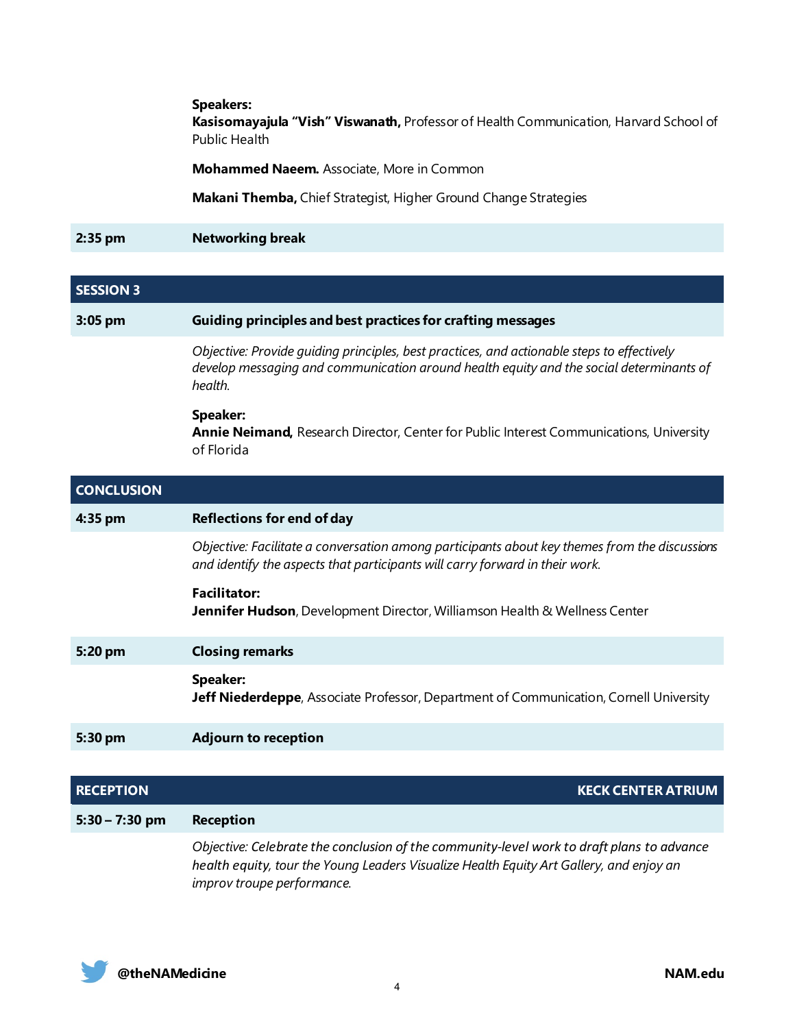**Speakers:**
**Kasisomayajula "Vish" Viswanath,** Professor of Health Communication, Harvard School of Public Health

**Mohammed Naeem.** Associate, More in Common

**Makani Themba,** Chief Strategist, Higher Ground Change Strategies

**2:35 pm** — **Networking break**

## SESSION 3

**3:05 pm** — **Guiding principles and best practices for crafting messages**

*Objective: Provide guiding principles, best practices, and actionable steps to effectively develop messaging and communication around health equity and the social determinants of health.*

**Speaker:**
**Annie Neimand,** Research Director, Center for Public Interest Communications, University of Florida

## CONCLUSION

**4:35 pm** — **Reflections for end of day**

*Objective: Facilitate a conversation among participants about key themes from the discussions and identify the aspects that participants will carry forward in their work.*

**Facilitator:**
**Jennifer Hudson**, Development Director, Williamson Health & Wellness Center

**5:20 pm** — **Closing remarks**

**Speaker:**
**Jeff Niederdeppe**, Associate Professor, Department of Communication, Cornell University

**5:30 pm** — **Adjourn to reception**

## RECEPTION — KECK CENTER ATRIUM

**5:30 – 7:30 pm** — **Reception**

*Objective: Celebrate the conclusion of the community-level work to draft plans to advance health equity, tour the Young Leaders Visualize Health Equity Art Gallery, and enjoy an improv troupe performance.*

@theNAMedicine

NAM.edu